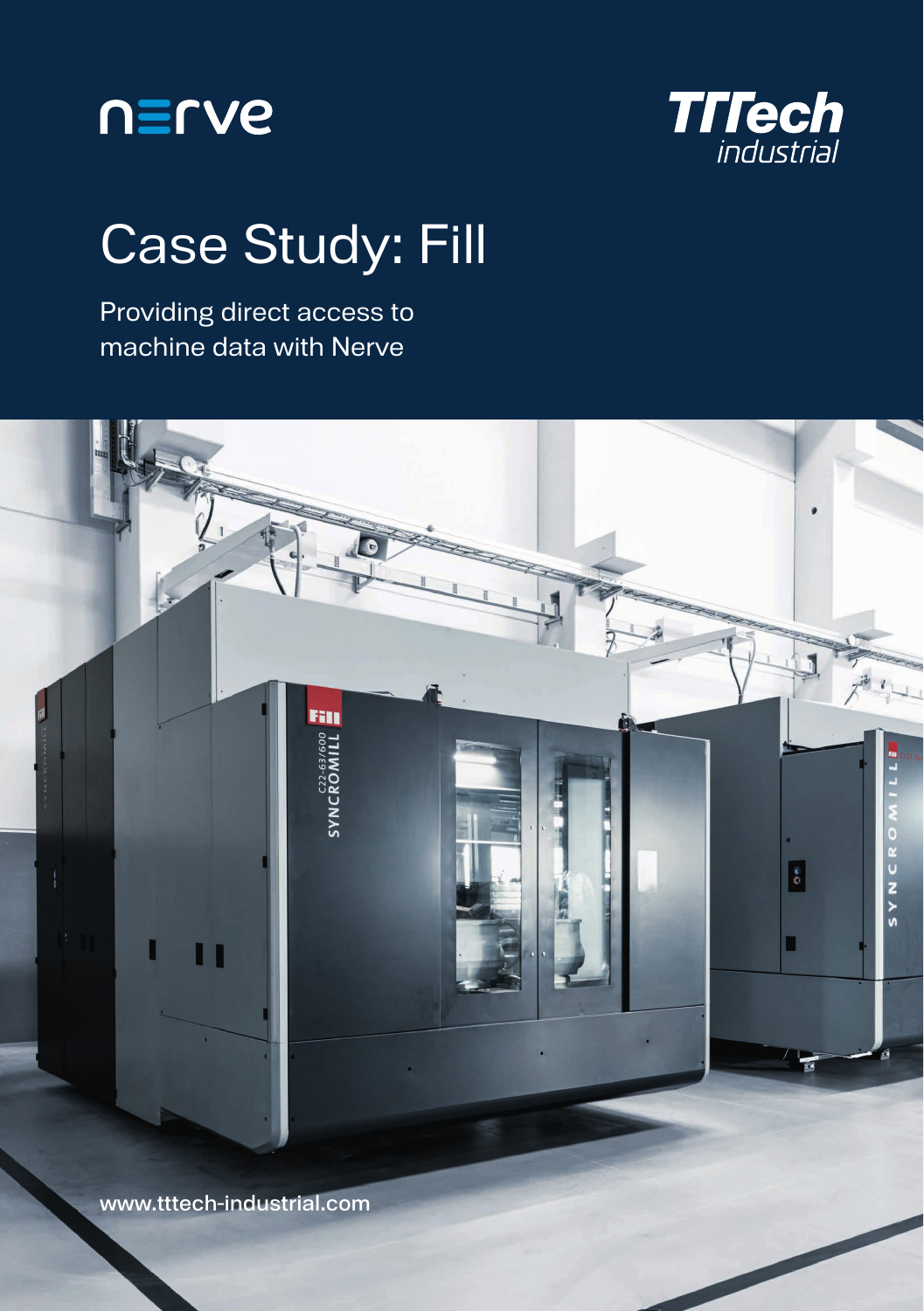nerve

TTTech industrial

# Case Study: Fill

Providing direct access to machine data with Nerve

www.tttech-industrial.com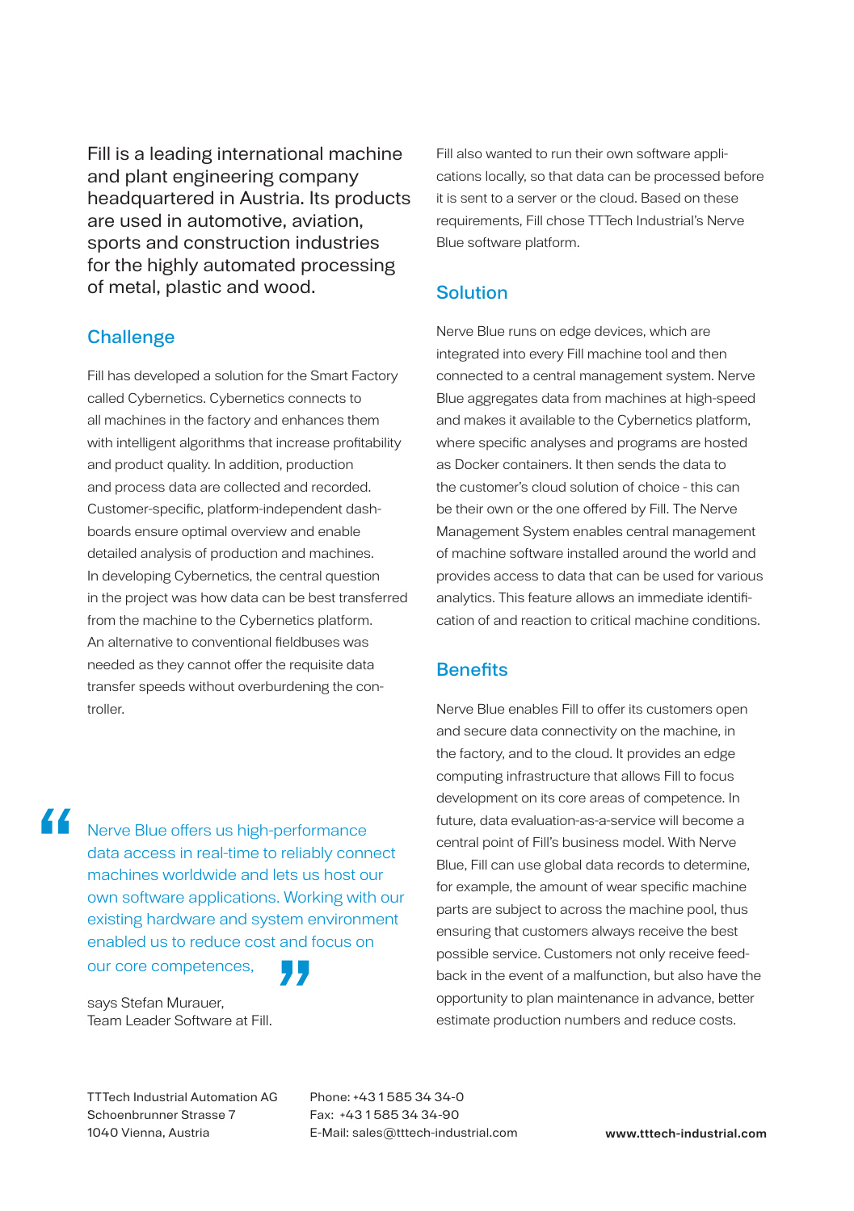Fill is a leading international machine and plant engineering company headquartered in Austria. Its products are used in automotive, aviation, sports and construction industries for the highly automated processing of metal, plastic and wood.

## Challenge

Fill has developed a solution for the Smart Factory called Cybernetics. Cybernetics connects to all machines in the factory and enhances them with intelligent algorithms that increase profitability and product quality. In addition, production and process data are collected and recorded. Customer-specific, platform-independent dashboards ensure optimal overview and enable detailed analysis of production and machines. In developing Cybernetics, the central question in the project was how data can be best transferred from the machine to the Cybernetics platform. An alternative to conventional fieldbuses was needed as they cannot offer the requisite data transfer speeds without overburdening the controller.

> "Nerve Blue offers us high-performance data access in real-time to reliably connect machines worldwide and lets us host our own software applications. Working with our existing hardware and system environment enabled us to reduce cost and focus on our core competences,"

says Stefan Murauer,
Team Leader Software at Fill.

Fill also wanted to run their own software applications locally, so that data can be processed before it is sent to a server or the cloud. Based on these requirements, Fill chose TTTech Industrial's Nerve Blue software platform.

## Solution

Nerve Blue runs on edge devices, which are integrated into every Fill machine tool and then connected to a central management system. Nerve Blue aggregates data from machines at high-speed and makes it available to the Cybernetics platform, where specific analyses and programs are hosted as Docker containers. It then sends the data to the customer's cloud solution of choice - this can be their own or the one offered by Fill. The Nerve Management System enables central management of machine software installed around the world and provides access to data that can be used for various analytics. This feature allows an immediate identification of and reaction to critical machine conditions.

## Benefits

Nerve Blue enables Fill to offer its customers open and secure data connectivity on the machine, in the factory, and to the cloud. It provides an edge computing infrastructure that allows Fill to focus development on its core areas of competence. In future, data evaluation-as-a-service will become a central point of Fill's business model. With Nerve Blue, Fill can use global data records to determine, for example, the amount of wear specific machine parts are subject to across the machine pool, thus ensuring that customers always receive the best possible service. Customers not only receive feedback in the event of a malfunction, but also have the opportunity to plan maintenance in advance, better estimate production numbers and reduce costs.

TTTech Industrial Automation AG
Schoenbrunner Strasse 7
1040 Vienna, Austria

Phone: +43 1 585 34 34-0
Fax: +43 1 585 34 34-90
E-Mail: sales@tttech-industrial.com

**www.tttech-industrial.com**